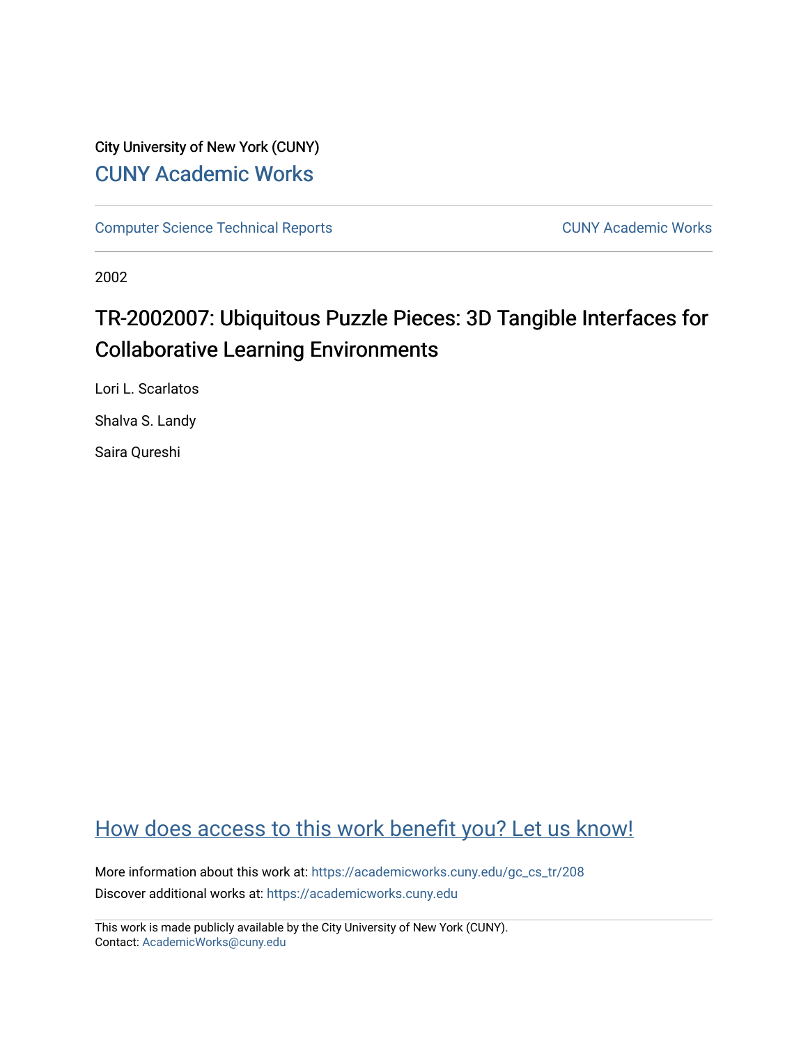City University of New York (CUNY)

CUNY Academic Works

Computer Science Technical Reports | CUNY Academic Works

2002

# TR-2002007: Ubiquitous Puzzle Pieces: 3D Tangible Interfaces for Collaborative Learning Environments

Lori L. Scarlatos

Shalva S. Landy

Saira Qureshi

How does access to this work benefit you? Let us know!

More information about this work at: https://academicworks.cuny.edu/gc_cs_tr/208

Discover additional works at: https://academicworks.cuny.edu

This work is made publicly available by the City University of New York (CUNY).
Contact: AcademicWorks@cuny.edu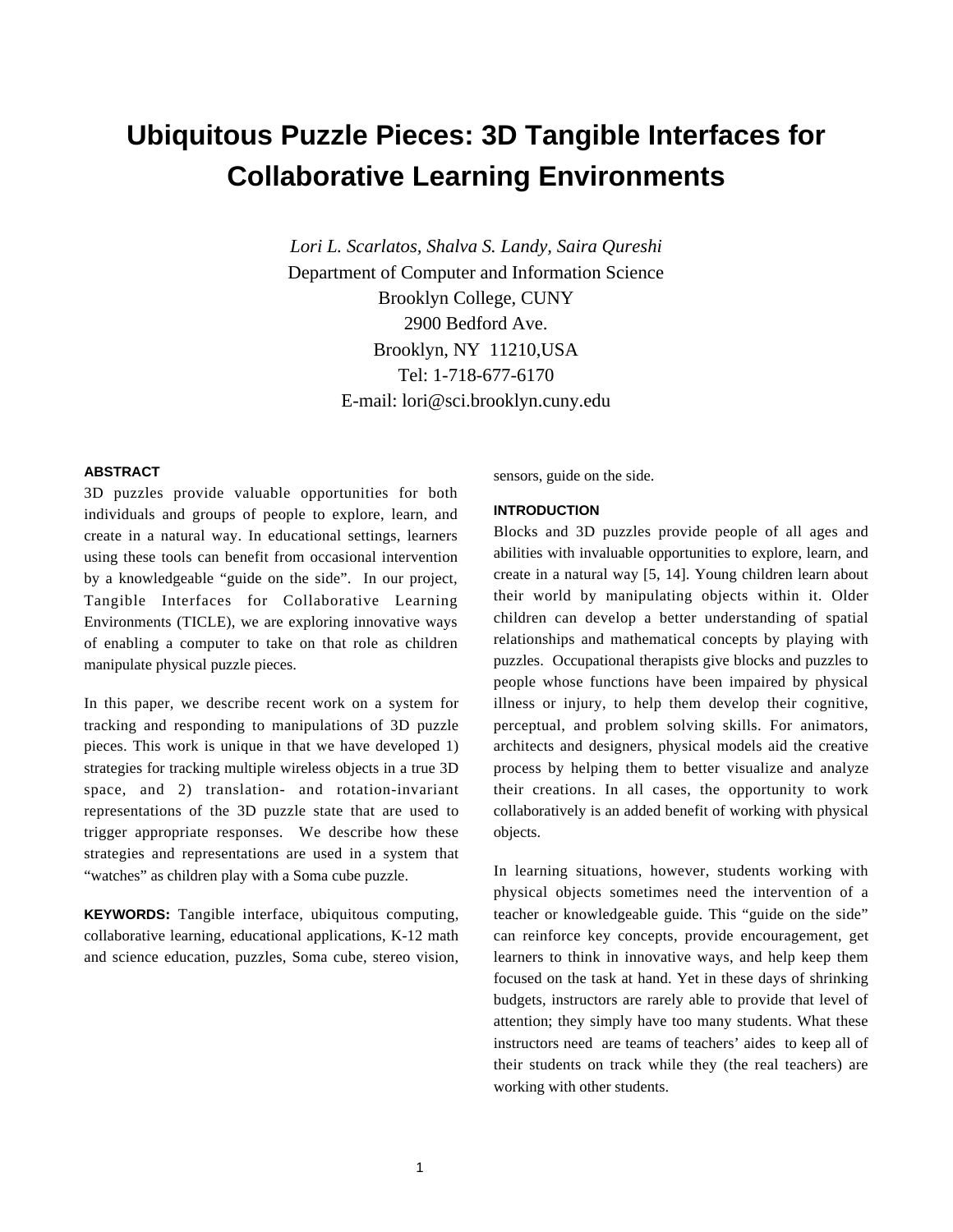# Ubiquitous Puzzle Pieces: 3D Tangible Interfaces for Collaborative Learning Environments

*Lori L. Scarlatos, Shalva S. Landy, Saira Qureshi*
Department of Computer and Information Science
Brooklyn College, CUNY
2900 Bedford Ave.
Brooklyn, NY 11210,USA
Tel: 1-718-677-6170
E-mail: lori@sci.brooklyn.cuny.edu

## ABSTRACT

3D puzzles provide valuable opportunities for both individuals and groups of people to explore, learn, and create in a natural way. In educational settings, learners using these tools can benefit from occasional intervention by a knowledgeable "guide on the side". In our project, Tangible Interfaces for Collaborative Learning Environments (TICLE), we are exploring innovative ways of enabling a computer to take on that role as children manipulate physical puzzle pieces.

In this paper, we describe recent work on a system for tracking and responding to manipulations of 3D puzzle pieces. This work is unique in that we have developed 1) strategies for tracking multiple wireless objects in a true 3D space, and 2) translation- and rotation-invariant representations of the 3D puzzle state that are used to trigger appropriate responses. We describe how these strategies and representations are used in a system that "watches" as children play with a Soma cube puzzle.

**KEYWORDS:** Tangible interface, ubiquitous computing, collaborative learning, educational applications, K-12 math and science education, puzzles, Soma cube, stereo vision, sensors, guide on the side.

## INTRODUCTION

Blocks and 3D puzzles provide people of all ages and abilities with invaluable opportunities to explore, learn, and create in a natural way [5, 14]. Young children learn about their world by manipulating objects within it. Older children can develop a better understanding of spatial relationships and mathematical concepts by playing with puzzles. Occupational therapists give blocks and puzzles to people whose functions have been impaired by physical illness or injury, to help them develop their cognitive, perceptual, and problem solving skills. For animators, architects and designers, physical models aid the creative process by helping them to better visualize and analyze their creations. In all cases, the opportunity to work collaboratively is an added benefit of working with physical objects.

In learning situations, however, students working with physical objects sometimes need the intervention of a teacher or knowledgeable guide. This "guide on the side" can reinforce key concepts, provide encouragement, get learners to think in innovative ways, and help keep them focused on the task at hand. Yet in these days of shrinking budgets, instructors are rarely able to provide that level of attention; they simply have too many students. What these instructors need are teams of teachers' aides to keep all of their students on track while they (the real teachers) are working with other students.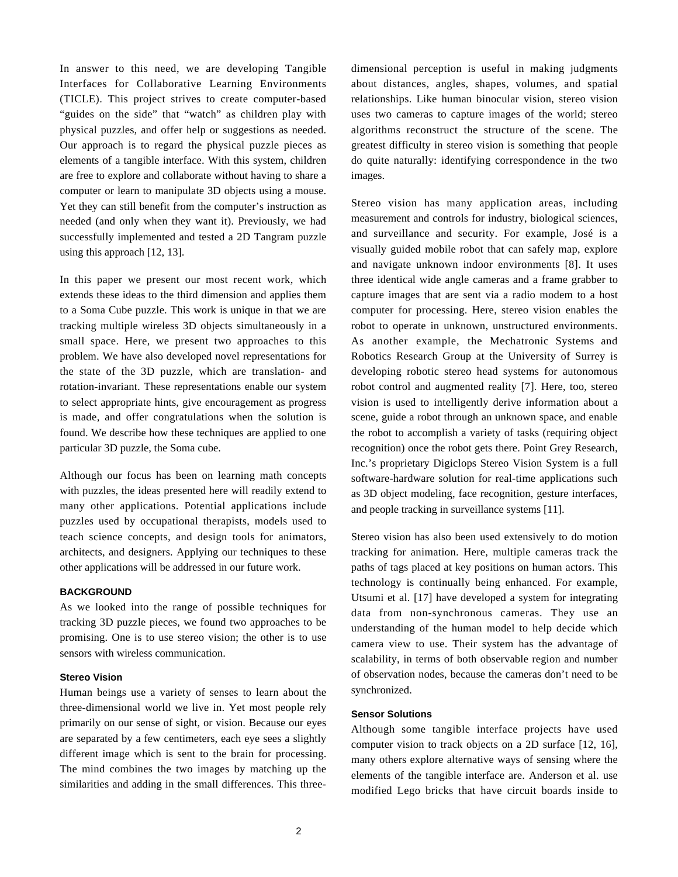In answer to this need, we are developing Tangible Interfaces for Collaborative Learning Environments (TICLE). This project strives to create computer-based "guides on the side" that "watch" as children play with physical puzzles, and offer help or suggestions as needed. Our approach is to regard the physical puzzle pieces as elements of a tangible interface. With this system, children are free to explore and collaborate without having to share a computer or learn to manipulate 3D objects using a mouse. Yet they can still benefit from the computer's instruction as needed (and only when they want it). Previously, we had successfully implemented and tested a 2D Tangram puzzle using this approach [12, 13].

In this paper we present our most recent work, which extends these ideas to the third dimension and applies them to a Soma Cube puzzle. This work is unique in that we are tracking multiple wireless 3D objects simultaneously in a small space. Here, we present two approaches to this problem. We have also developed novel representations for the state of the 3D puzzle, which are translation- and rotation-invariant. These representations enable our system to select appropriate hints, give encouragement as progress is made, and offer congratulations when the solution is found. We describe how these techniques are applied to one particular 3D puzzle, the Soma cube.

Although our focus has been on learning math concepts with puzzles, the ideas presented here will readily extend to many other applications. Potential applications include puzzles used by occupational therapists, models used to teach science concepts, and design tools for animators, architects, and designers. Applying our techniques to these other applications will be addressed in our future work.

## BACKGROUND

As we looked into the range of possible techniques for tracking 3D puzzle pieces, we found two approaches to be promising. One is to use stereo vision; the other is to use sensors with wireless communication.

### Stereo Vision

Human beings use a variety of senses to learn about the three-dimensional world we live in. Yet most people rely primarily on our sense of sight, or vision. Because our eyes are separated by a few centimeters, each eye sees a slightly different image which is sent to the brain for processing. The mind combines the two images by matching up the similarities and adding in the small differences. This three-dimensional perception is useful in making judgments about distances, angles, shapes, volumes, and spatial relationships. Like human binocular vision, stereo vision uses two cameras to capture images of the world; stereo algorithms reconstruct the structure of the scene. The greatest difficulty in stereo vision is something that people do quite naturally: identifying correspondence in the two images.

Stereo vision has many application areas, including measurement and controls for industry, biological sciences, and surveillance and security. For example, José is a visually guided mobile robot that can safely map, explore and navigate unknown indoor environments [8]. It uses three identical wide angle cameras and a frame grabber to capture images that are sent via a radio modem to a host computer for processing. Here, stereo vision enables the robot to operate in unknown, unstructured environments. As another example, the Mechatronic Systems and Robotics Research Group at the University of Surrey is developing robotic stereo head systems for autonomous robot control and augmented reality [7]. Here, too, stereo vision is used to intelligently derive information about a scene, guide a robot through an unknown space, and enable the robot to accomplish a variety of tasks (requiring object recognition) once the robot gets there. Point Grey Research, Inc.'s proprietary Digiclops Stereo Vision System is a full software-hardware solution for real-time applications such as 3D object modeling, face recognition, gesture interfaces, and people tracking in surveillance systems [11].

Stereo vision has also been used extensively to do motion tracking for animation. Here, multiple cameras track the paths of tags placed at key positions on human actors. This technology is continually being enhanced. For example, Utsumi et al. [17] have developed a system for integrating data from non-synchronous cameras. They use an understanding of the human model to help decide which camera view to use. Their system has the advantage of scalability, in terms of both observable region and number of observation nodes, because the cameras don't need to be synchronized.

### Sensor Solutions

Although some tangible interface projects have used computer vision to track objects on a 2D surface [12, 16], many others explore alternative ways of sensing where the elements of the tangible interface are. Anderson et al. use modified Lego bricks that have circuit boards inside to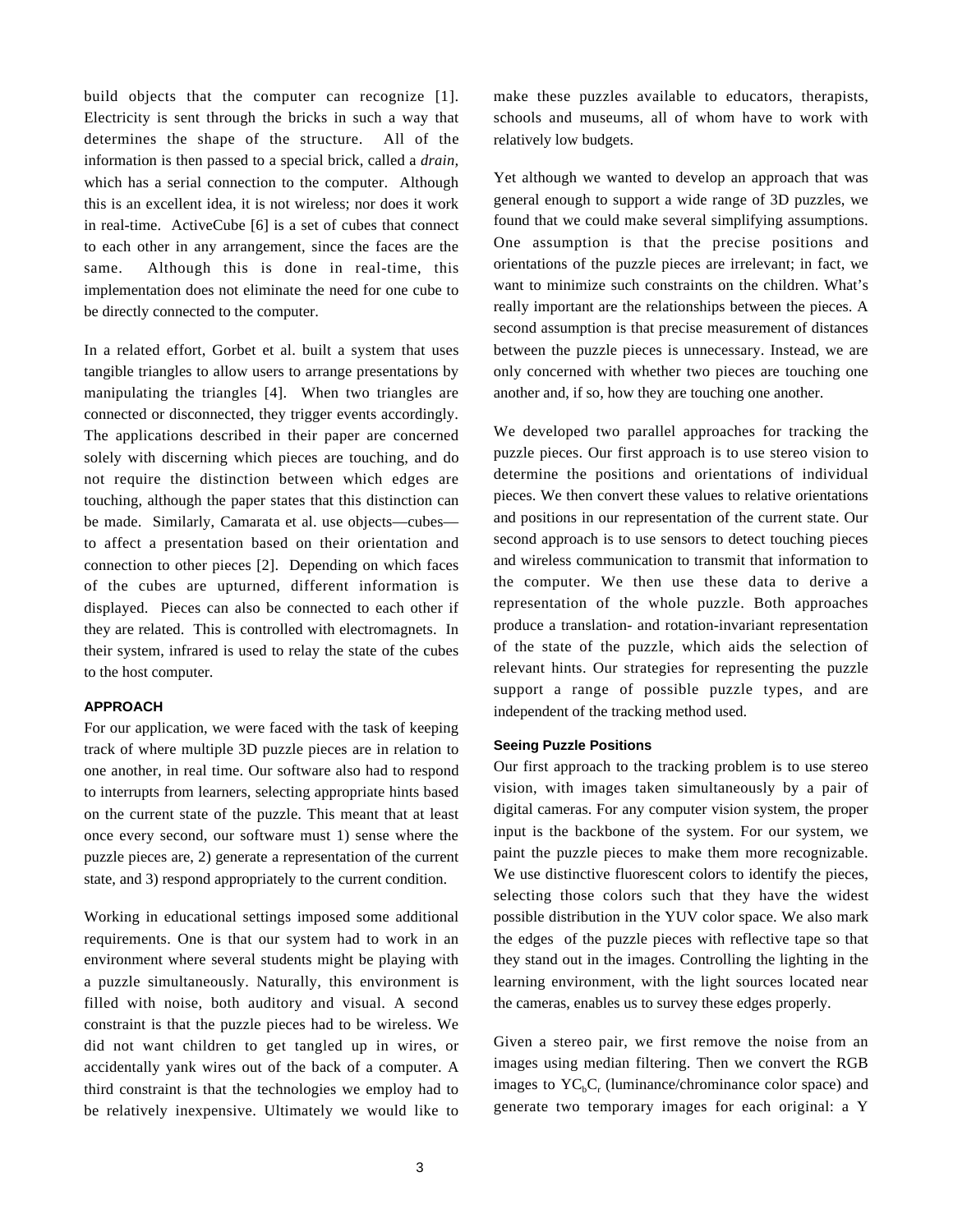build objects that the computer can recognize [1]. Electricity is sent through the bricks in such a way that determines the shape of the structure. All of the information is then passed to a special brick, called a *drain*, which has a serial connection to the computer. Although this is an excellent idea, it is not wireless; nor does it work in real-time. ActiveCube [6] is a set of cubes that connect to each other in any arrangement, since the faces are the same. Although this is done in real-time, this implementation does not eliminate the need for one cube to be directly connected to the computer.

In a related effort, Gorbet et al. built a system that uses tangible triangles to allow users to arrange presentations by manipulating the triangles [4]. When two triangles are connected or disconnected, they trigger events accordingly. The applications described in their paper are concerned solely with discerning which pieces are touching, and do not require the distinction between which edges are touching, although the paper states that this distinction can be made. Similarly, Camarata et al. use objects—cubes—to affect a presentation based on their orientation and connection to other pieces [2]. Depending on which faces of the cubes are upturned, different information is displayed. Pieces can also be connected to each other if they are related. This is controlled with electromagnets. In their system, infrared is used to relay the state of the cubes to the host computer.

## APPROACH

For our application, we were faced with the task of keeping track of where multiple 3D puzzle pieces are in relation to one another, in real time. Our software also had to respond to interrupts from learners, selecting appropriate hints based on the current state of the puzzle. This meant that at least once every second, our software must 1) sense where the puzzle pieces are, 2) generate a representation of the current state, and 3) respond appropriately to the current condition.

Working in educational settings imposed some additional requirements. One is that our system had to work in an environment where several students might be playing with a puzzle simultaneously. Naturally, this environment is filled with noise, both auditory and visual. A second constraint is that the puzzle pieces had to be wireless. We did not want children to get tangled up in wires, or accidentally yank wires out of the back of a computer. A third constraint is that the technologies we employ had to be relatively inexpensive. Ultimately we would like to make these puzzles available to educators, therapists, schools and museums, all of whom have to work with relatively low budgets.

Yet although we wanted to develop an approach that was general enough to support a wide range of 3D puzzles, we found that we could make several simplifying assumptions. One assumption is that the precise positions and orientations of the puzzle pieces are irrelevant; in fact, we want to minimize such constraints on the children. What's really important are the relationships between the pieces. A second assumption is that precise measurement of distances between the puzzle pieces is unnecessary. Instead, we are only concerned with whether two pieces are touching one another and, if so, how they are touching one another.

We developed two parallel approaches for tracking the puzzle pieces. Our first approach is to use stereo vision to determine the positions and orientations of individual pieces. We then convert these values to relative orientations and positions in our representation of the current state. Our second approach is to use sensors to detect touching pieces and wireless communication to transmit that information to the computer. We then use these data to derive a representation of the whole puzzle. Both approaches produce a translation- and rotation-invariant representation of the state of the puzzle, which aids the selection of relevant hints. Our strategies for representing the puzzle support a range of possible puzzle types, and are independent of the tracking method used.

### Seeing Puzzle Positions

Our first approach to the tracking problem is to use stereo vision, with images taken simultaneously by a pair of digital cameras. For any computer vision system, the proper input is the backbone of the system. For our system, we paint the puzzle pieces to make them more recognizable. We use distinctive fluorescent colors to identify the pieces, selecting those colors such that they have the widest possible distribution in the YUV color space. We also mark the edges of the puzzle pieces with reflective tape so that they stand out in the images. Controlling the lighting in the learning environment, with the light sources located near the cameras, enables us to survey these edges properly.

Given a stereo pair, we first remove the noise from an images using median filtering. Then we convert the RGB images to $YC_bC_r$ (luminance/chrominance color space) and generate two temporary images for each original: a Y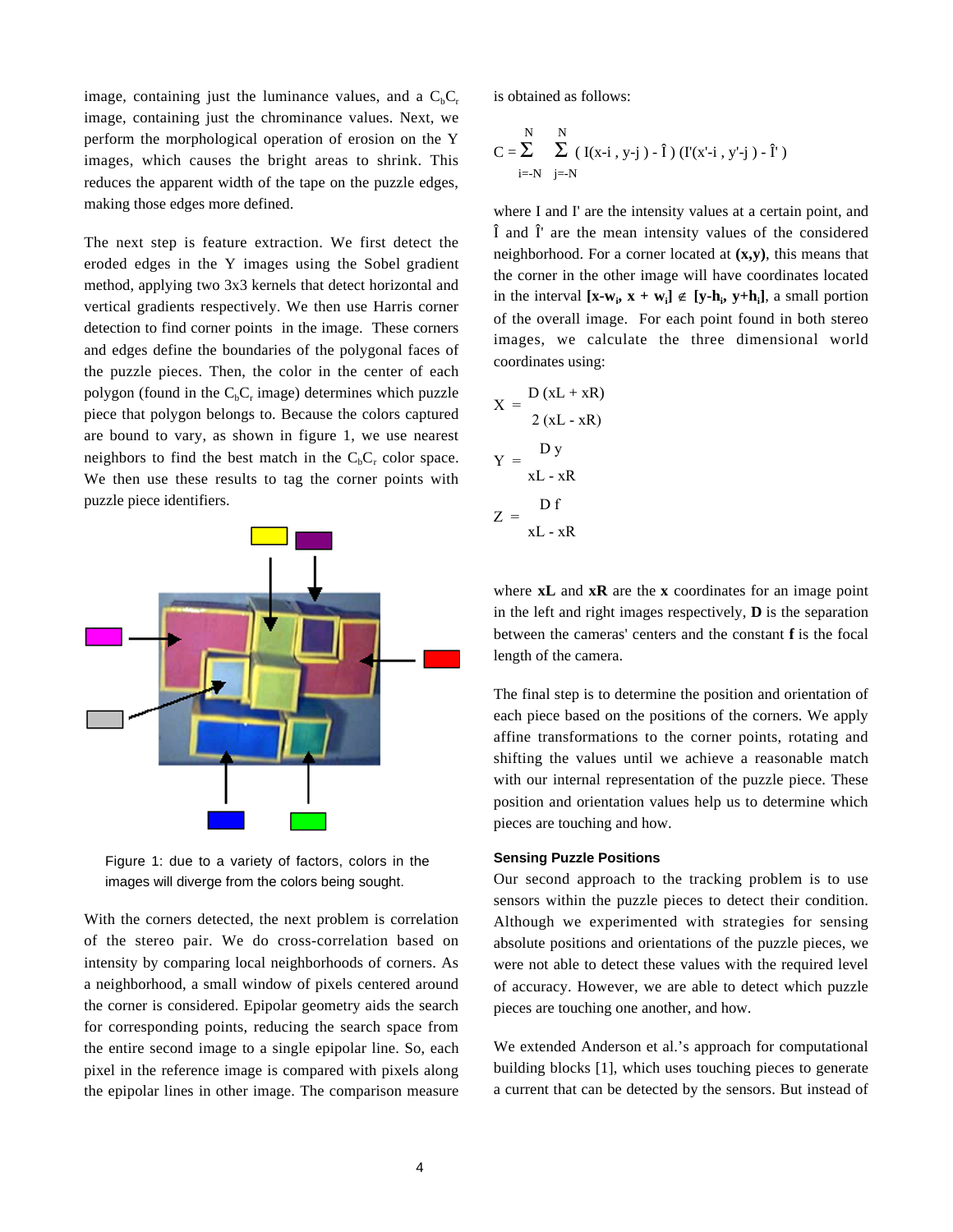image, containing just the luminance values, and a $C_bC_r$ image, containing just the chrominance values. Next, we perform the morphological operation of erosion on the Y images, which causes the bright areas to shrink. This reduces the apparent width of the tape on the puzzle edges, making those edges more defined.

The next step is feature extraction. We first detect the eroded edges in the Y images using the Sobel gradient method, applying two 3x3 kernels that detect horizontal and vertical gradients respectively. We then use Harris corner detection to find corner points in the image. These corners and edges define the boundaries of the polygonal faces of the puzzle pieces. Then, the color in the center of each polygon (found in the $C_bC_r$ image) determines which puzzle piece that polygon belongs to. Because the colors captured are bound to vary, as shown in figure 1, we use nearest neighbors to find the best match in the $C_bC_r$ color space. We then use these results to tag the corner points with puzzle piece identifiers.

Figure 1: due to a variety of factors, colors in the images will diverge from the colors being sought.

With the corners detected, the next problem is correlation of the stereo pair. We do cross-correlation based on intensity by comparing local neighborhoods of corners. As a neighborhood, a small window of pixels centered around the corner is considered. Epipolar geometry aids the search for corresponding points, reducing the search space from the entire second image to a single epipolar line. So, each pixel in the reference image is compared with pixels along the epipolar lines in other image. The comparison measure is obtained as follows:

$$C = \sum_{i=-N}^{N} \sum_{j=-N}^{N} \left( I(x-i\,,\, y-j) - \hat{I} \right) \left( I'(x'-i\,,\, y'-j) - \hat{I}' \right)$$

where I and I' are the intensity values at a certain point, and $\hat{I}$ and $\hat{I}'$ are the mean intensity values of the considered neighborhood. For a corner located at **(x,y)**, this means that the corner in the other image will have coordinates located in the interval $[x-w_i,\ x + w_i] \notin [y-h_i,\ y+h_i]$, a small portion of the overall image. For each point found in both stereo images, we calculate the three dimensional world coordinates using:

$$X = \frac{D\,(xL + xR)}{2\,(xL - xR)}$$

$$Y = \frac{D\,y}{xL - xR}$$

$$Z = \frac{D\,f}{xL - xR}$$

where **xL** and **xR** are the **x** coordinates for an image point in the left and right images respectively, **D** is the separation between the cameras' centers and the constant **f** is the focal length of the camera.

The final step is to determine the position and orientation of each piece based on the positions of the corners. We apply affine transformations to the corner points, rotating and shifting the values until we achieve a reasonable match with our internal representation of the puzzle piece. These position and orientation values help us to determine which pieces are touching and how.

### Sensing Puzzle Positions

Our second approach to the tracking problem is to use sensors within the puzzle pieces to detect their condition. Although we experimented with strategies for sensing absolute positions and orientations of the puzzle pieces, we were not able to detect these values with the required level of accuracy. However, we are able to detect which puzzle pieces are touching one another, and how.

We extended Anderson et al.'s approach for computational building blocks [1], which uses touching pieces to generate a current that can be detected by the sensors. But instead of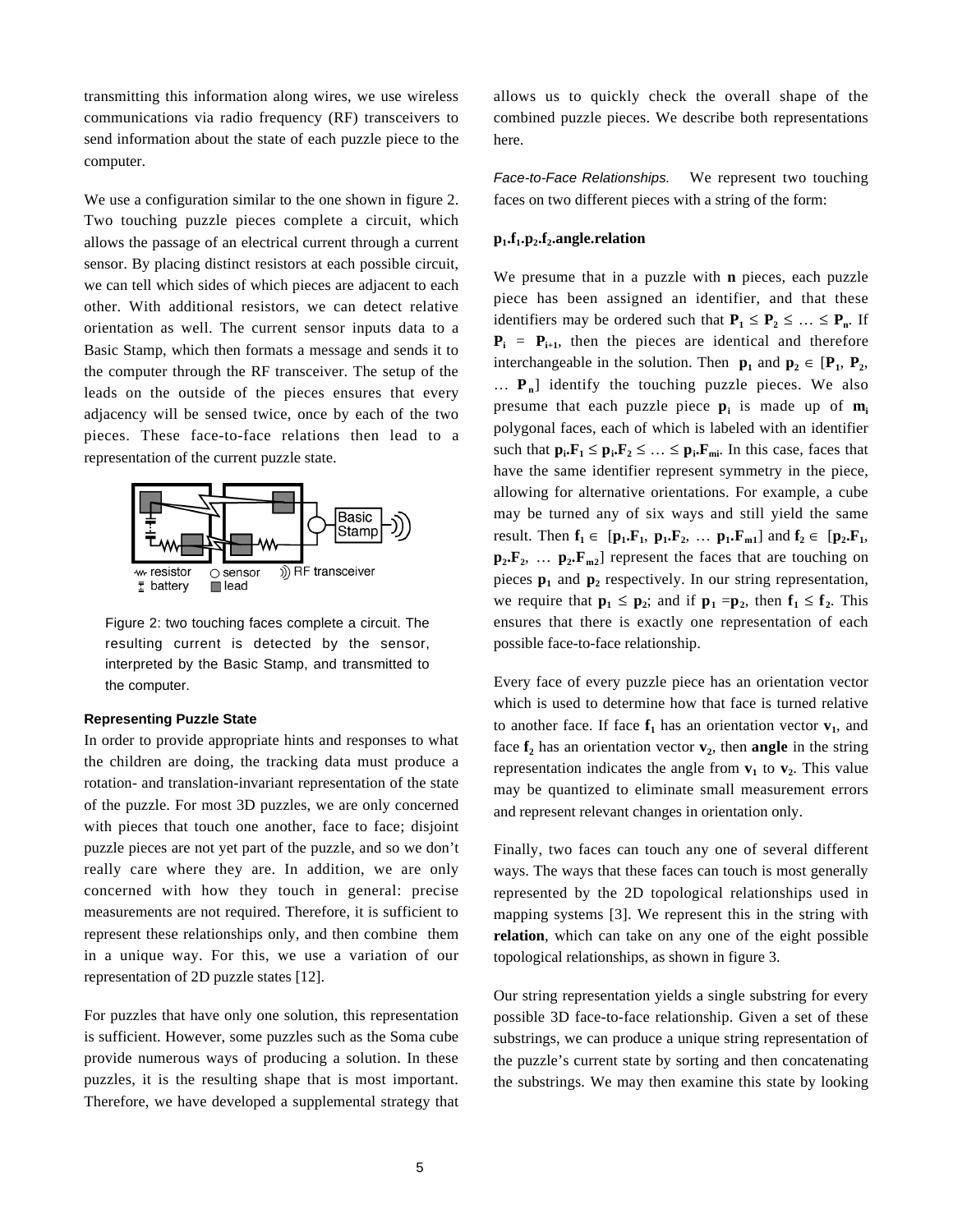transmitting this information along wires, we use wireless communications via radio frequency (RF) transceivers to send information about the state of each puzzle piece to the computer.

We use a configuration similar to the one shown in figure 2. Two touching puzzle pieces complete a circuit, which allows the passage of an electrical current through a current sensor. By placing distinct resistors at each possible circuit, we can tell which sides of which pieces are adjacent to each other. With additional resistors, we can detect relative orientation as well. The current sensor inputs data to a Basic Stamp, which then formats a message and sends it to the computer through the RF transceiver. The setup of the leads on the outside of the pieces ensures that every adjacency will be sensed twice, once by each of the two pieces. These face-to-face relations then lead to a representation of the current puzzle state.

Figure 2: two touching faces complete a circuit. The resulting current is detected by the sensor, interpreted by the Basic Stamp, and transmitted to the computer.

#### Representing Puzzle State

In order to provide appropriate hints and responses to what the children are doing, the tracking data must produce a rotation- and translation-invariant representation of the state of the puzzle. For most 3D puzzles, we are only concerned with pieces that touch one another, face to face; disjoint puzzle pieces are not yet part of the puzzle, and so we don't really care where they are. In addition, we are only concerned with how they touch in general: precise measurements are not required. Therefore, it is sufficient to represent these relationships only, and then combine them in a unique way. For this, we use a variation of our representation of 2D puzzle states [12].

For puzzles that have only one solution, this representation is sufficient. However, some puzzles such as the Soma cube provide numerous ways of producing a solution. In these puzzles, it is the resulting shape that is most important. Therefore, we have developed a supplemental strategy that allows us to quickly check the overall shape of the combined puzzle pieces. We describe both representations here.

*Face-to-Face Relationships.* We represent two touching faces on two different pieces with a string of the form:

$\mathbf{p_1.f_1.p_2.f_2}$**.angle.relation**

We presume that in a puzzle with **n** pieces, each puzzle piece has been assigned an identifier, and that these identifiers may be ordered such that $\mathbf{P_1} \leq \mathbf{P_2} \leq \ldots \leq \mathbf{P_n}$. If $\mathbf{P_i} = \mathbf{P_{i+1}}$, then the pieces are identical and therefore interchangeable in the solution. Then $\mathbf{p_1}$ and $\mathbf{p_2} \in [\mathbf{P_1}, \mathbf{P_2}, \ldots \mathbf{P_n}]$ identify the touching puzzle pieces. We also presume that each puzzle piece $\mathbf{p_i}$ is made up of $\mathbf{m_i}$ polygonal faces, each of which is labeled with an identifier such that $\mathbf{p_i.F_1} \leq \mathbf{p_i.F_2} \leq \ldots \leq \mathbf{p_i.F_{mi}}$. In this case, faces that have the same identifier represent symmetry in the piece, allowing for alternative orientations. For example, a cube may be turned any of six ways and still yield the same result. Then $\mathbf{f_1} \in [\mathbf{p_1.F_1}, \mathbf{p_1.F_2}, \ldots \mathbf{p_1.F_{m1}}]$ and $\mathbf{f_2} \in [\mathbf{p_2.F_1}, \mathbf{p_2.F_2}, \ldots \mathbf{p_2.F_{m2}}]$ represent the faces that are touching on pieces $\mathbf{p_1}$ and $\mathbf{p_2}$ respectively. In our string representation, we require that $\mathbf{p_1} \leq \mathbf{p_2}$; and if $\mathbf{p_1} = \mathbf{p_2}$, then $\mathbf{f_1} \leq \mathbf{f_2}$. This ensures that there is exactly one representation of each possible face-to-face relationship.

Every face of every puzzle piece has an orientation vector which is used to determine how that face is turned relative to another face. If face $\mathbf{f_1}$ has an orientation vector $\mathbf{v_1}$, and face $\mathbf{f_2}$ has an orientation vector $\mathbf{v_2}$, then **angle** in the string representation indicates the angle from $\mathbf{v_1}$ to $\mathbf{v_2}$. This value may be quantized to eliminate small measurement errors and represent relevant changes in orientation only.

Finally, two faces can touch any one of several different ways. The ways that these faces can touch is most generally represented by the 2D topological relationships used in mapping systems [3]. We represent this in the string with **relation**, which can take on any one of the eight possible topological relationships, as shown in figure 3.

Our string representation yields a single substring for every possible 3D face-to-face relationship. Given a set of these substrings, we can produce a unique string representation of the puzzle's current state by sorting and then concatenating the substrings. We may then examine this state by looking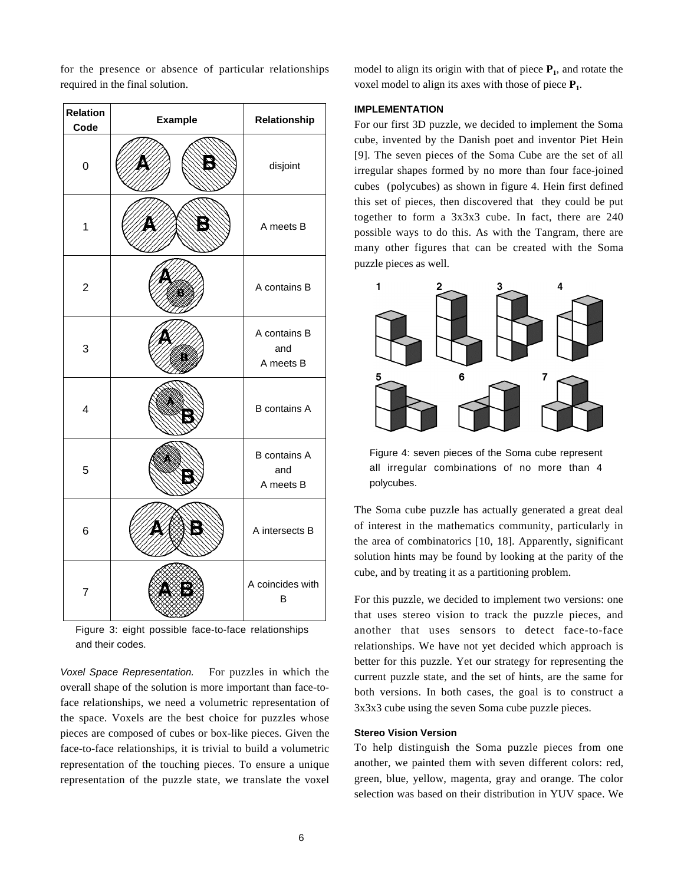for the presence or absence of particular relationships required in the final solution.

| Relation Code | Example | Relationship |
|---|---|---|
| 0 | A B | disjoint |
| 1 | A B | A meets B |
| 2 | A B | A contains B |
| 3 | A B | A contains B and A meets B |
| 4 | A B | B contains A |
| 5 | A B | B contains A and A meets B |
| 6 | A B | A intersects B |
| 7 | A B | A coincides with B |

Figure 3: eight possible face-to-face relationships and their codes.

*Voxel Space Representation.* For puzzles in which the overall shape of the solution is more important than face-to-face relationships, we need a volumetric representation of the space. Voxels are the best choice for puzzles whose pieces are composed of cubes or box-like pieces. Given the face-to-face relationships, it is trivial to build a volumetric representation of the touching pieces. To ensure a unique representation of the puzzle state, we translate the voxel model to align its origin with that of piece $\mathbf{P}_1$, and rotate the voxel model to align its axes with those of piece $\mathbf{P}_1$.

### IMPLEMENTATION

For our first 3D puzzle, we decided to implement the Soma cube, invented by the Danish poet and inventor Piet Hein [9]. The seven pieces of the Soma Cube are the set of all irregular shapes formed by no more than four face-joined cubes (polycubes) as shown in figure 4. Hein first defined this set of pieces, then discovered that they could be put together to form a 3x3x3 cube. In fact, there are 240 possible ways to do this. As with the Tangram, there are many other figures that can be created with the Soma puzzle pieces as well.

Figure 4: seven pieces of the Soma cube represent all irregular combinations of no more than 4 polycubes.

The Soma cube puzzle has actually generated a great deal of interest in the mathematics community, particularly in the area of combinatorics [10, 18]. Apparently, significant solution hints may be found by looking at the parity of the cube, and by treating it as a partitioning problem.

For this puzzle, we decided to implement two versions: one that uses stereo vision to track the puzzle pieces, and another that uses sensors to detect face-to-face relationships. We have not yet decided which approach is better for this puzzle. Yet our strategy for representing the current puzzle state, and the set of hints, are the same for both versions. In both cases, the goal is to construct a 3x3x3 cube using the seven Soma cube puzzle pieces.

#### Stereo Vision Version

To help distinguish the Soma puzzle pieces from one another, we painted them with seven different colors: red, green, blue, yellow, magenta, gray and orange. The color selection was based on their distribution in YUV space. We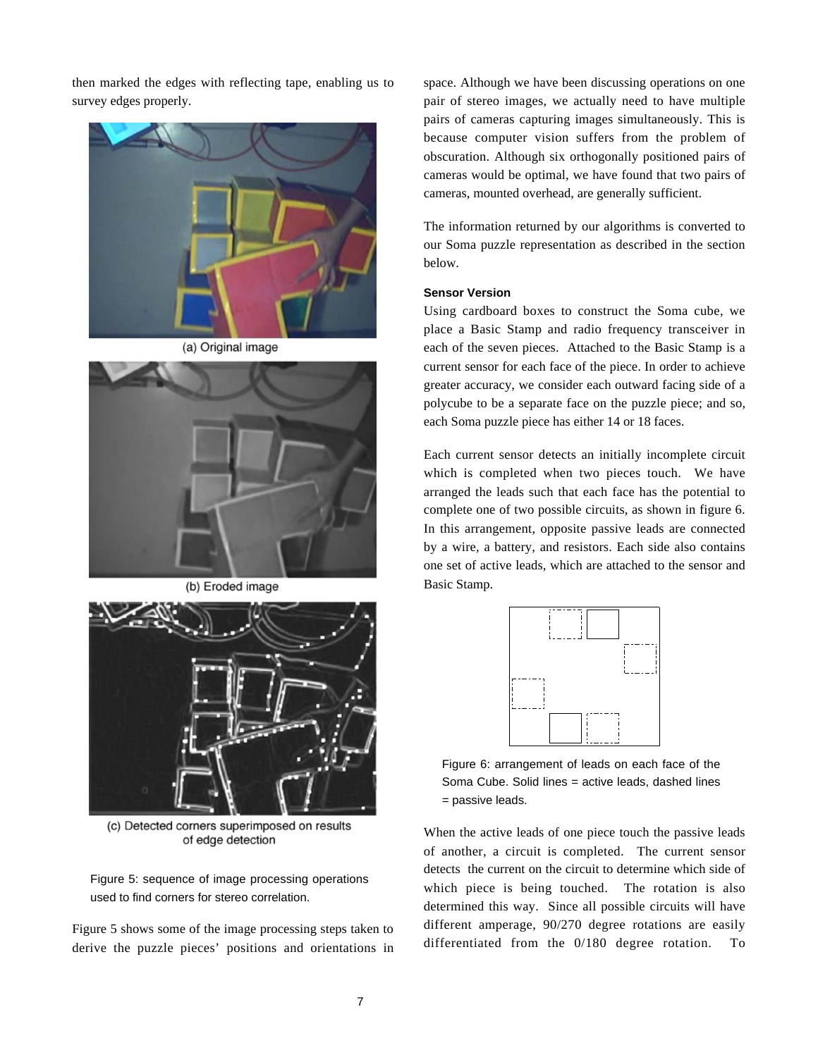then marked the edges with reflecting tape, enabling us to survey edges properly.

(a) Original image

(b) Eroded image

(c) Detected corners superimposed on results of edge detection

Figure 5: sequence of image processing operations used to find corners for stereo correlation.

Figure 5 shows some of the image processing steps taken to derive the puzzle pieces' positions and orientations in space. Although we have been discussing operations on one pair of stereo images, we actually need to have multiple pairs of cameras capturing images simultaneously. This is because computer vision suffers from the problem of obscuration. Although six orthogonally positioned pairs of cameras would be optimal, we have found that two pairs of cameras, mounted overhead, are generally sufficient.

The information returned by our algorithms is converted to our Soma puzzle representation as described in the section below.

#### Sensor Version

Using cardboard boxes to construct the Soma cube, we place a Basic Stamp and radio frequency transceiver in each of the seven pieces. Attached to the Basic Stamp is a current sensor for each face of the piece. In order to achieve greater accuracy, we consider each outward facing side of a polycube to be a separate face on the puzzle piece; and so, each Soma puzzle piece has either 14 or 18 faces.

Each current sensor detects an initially incomplete circuit which is completed when two pieces touch. We have arranged the leads such that each face has the potential to complete one of two possible circuits, as shown in figure 6. In this arrangement, opposite passive leads are connected by a wire, a battery, and resistors. Each side also contains one set of active leads, which are attached to the sensor and Basic Stamp.

Figure 6: arrangement of leads on each face of the Soma Cube. Solid lines = active leads, dashed lines = passive leads.

When the active leads of one piece touch the passive leads of another, a circuit is completed. The current sensor detects the current on the circuit to determine which side of which piece is being touched. The rotation is also determined this way. Since all possible circuits will have different amperage, 90/270 degree rotations are easily differentiated from the 0/180 degree rotation. To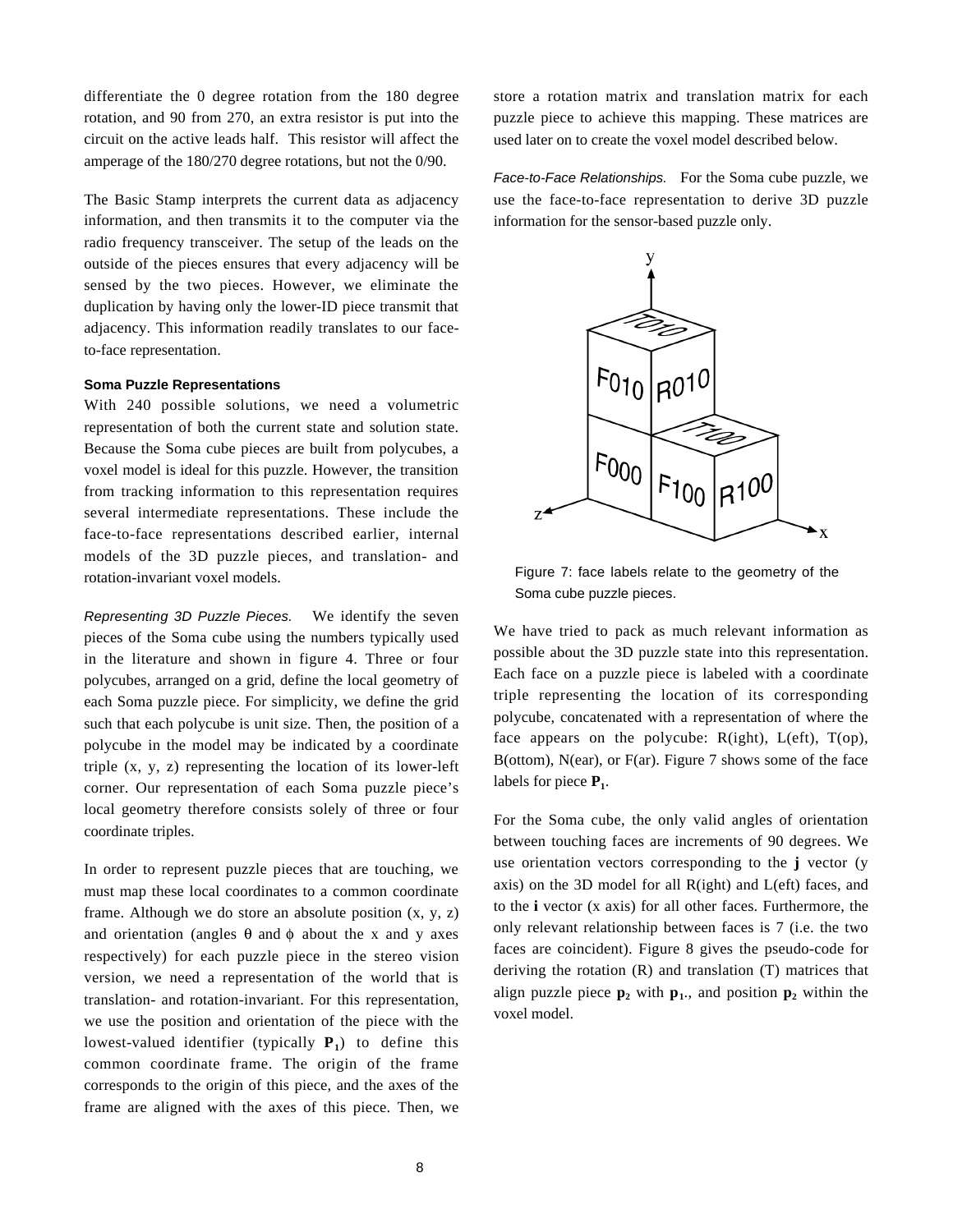differentiate the 0 degree rotation from the 180 degree rotation, and 90 from 270, an extra resistor is put into the circuit on the active leads half. This resistor will affect the amperage of the 180/270 degree rotations, but not the 0/90.

The Basic Stamp interprets the current data as adjacency information, and then transmits it to the computer via the radio frequency transceiver. The setup of the leads on the outside of the pieces ensures that every adjacency will be sensed by the two pieces. However, we eliminate the duplication by having only the lower-ID piece transmit that adjacency. This information readily translates to our face-to-face representation.

### Soma Puzzle Representations

With 240 possible solutions, we need a volumetric representation of both the current state and solution state. Because the Soma cube pieces are built from polycubes, a voxel model is ideal for this puzzle. However, the transition from tracking information to this representation requires several intermediate representations. These include the face-to-face representations described earlier, internal models of the 3D puzzle pieces, and translation- and rotation-invariant voxel models.

*Representing 3D Puzzle Pieces.* We identify the seven pieces of the Soma cube using the numbers typically used in the literature and shown in figure 4. Three or four polycubes, arranged on a grid, define the local geometry of each Soma puzzle piece. For simplicity, we define the grid such that each polycube is unit size. Then, the position of a polycube in the model may be indicated by a coordinate triple (x, y, z) representing the location of its lower-left corner. Our representation of each Soma puzzle piece's local geometry therefore consists solely of three or four coordinate triples.

In order to represent puzzle pieces that are touching, we must map these local coordinates to a common coordinate frame. Although we do store an absolute position (x, y, z) and orientation (angles $\theta$ and $\phi$ about the x and y axes respectively) for each puzzle piece in the stereo vision version, we need a representation of the world that is translation- and rotation-invariant. For this representation, we use the position and orientation of the piece with the lowest-valued identifier (typically $\mathbf{P_1}$) to define this common coordinate frame. The origin of the frame corresponds to the origin of this piece, and the axes of the frame are aligned with the axes of this piece. Then, we store a rotation matrix and translation matrix for each puzzle piece to achieve this mapping. These matrices are used later on to create the voxel model described below.

*Face-to-Face Relationships.* For the Soma cube puzzle, we use the face-to-face representation to derive 3D puzzle information for the sensor-based puzzle only.

Figure 7: face labels relate to the geometry of the Soma cube puzzle pieces.

We have tried to pack as much relevant information as possible about the 3D puzzle state into this representation. Each face on a puzzle piece is labeled with a coordinate triple representing the location of its corresponding polycube, concatenated with a representation of where the face appears on the polycube: R(ight), L(eft), T(op), B(ottom), N(ear), or F(ar). Figure 7 shows some of the face labels for piece $\mathbf{P_1}$.

For the Soma cube, the only valid angles of orientation between touching faces are increments of 90 degrees. We use orientation vectors corresponding to the **j** vector (y axis) on the 3D model for all R(ight) and L(eft) faces, and to the **i** vector (x axis) for all other faces. Furthermore, the only relevant relationship between faces is 7 (i.e. the two faces are coincident). Figure 8 gives the pseudo-code for deriving the rotation (R) and translation (T) matrices that align puzzle piece $\mathbf{p_2}$ with $\mathbf{p_1}$., and position $\mathbf{p_2}$ within the voxel model.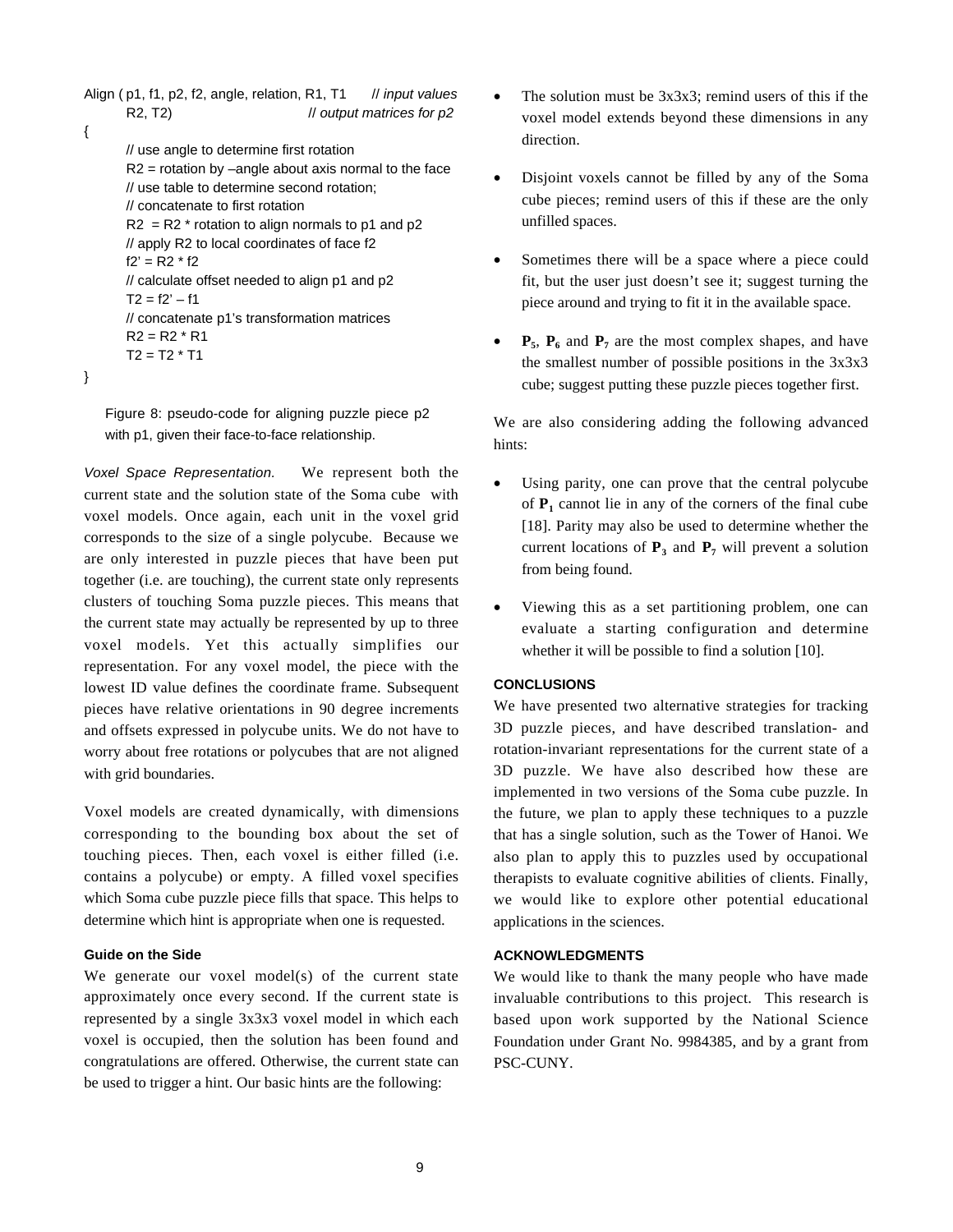```
Align ( p1, f1, p2, f2, angle, relation, R1, T1      // input values
        R2, T2)                                       // output matrices for p2
{
        // use angle to determine first rotation
        R2 = rotation by –angle about axis normal to the face
        // use table to determine second rotation;
        // concatenate to first rotation
        R2  = R2 * rotation to align normals to p1 and p2
        // apply R2 to local coordinates of face f2
        f2' = R2 * f2
        // calculate offset needed to align p1 and p2
        T2 = f2' – f1
        // concatenate p1's transformation matrices
        R2 = R2 * R1
        T2 = T2 * T1
}
```

Figure 8: pseudo-code for aligning puzzle piece p2 with p1, given their face-to-face relationship.

*Voxel Space Representation.* We represent both the current state and the solution state of the Soma cube with voxel models. Once again, each unit in the voxel grid corresponds to the size of a single polycube. Because we are only interested in puzzle pieces that have been put together (i.e. are touching), the current state only represents clusters of touching Soma puzzle pieces. This means that the current state may actually be represented by up to three voxel models. Yet this actually simplifies our representation. For any voxel model, the piece with the lowest ID value defines the coordinate frame. Subsequent pieces have relative orientations in 90 degree increments and offsets expressed in polycube units. We do not have to worry about free rotations or polycubes that are not aligned with grid boundaries.

Voxel models are created dynamically, with dimensions corresponding to the bounding box about the set of touching pieces. Then, each voxel is either filled (i.e. contains a polycube) or empty. A filled voxel specifies which Soma cube puzzle piece fills that space. This helps to determine which hint is appropriate when one is requested.

### Guide on the Side

We generate our voxel model(s) of the current state approximately once every second. If the current state is represented by a single 3x3x3 voxel model in which each voxel is occupied, then the solution has been found and congratulations are offered. Otherwise, the current state can be used to trigger a hint. Our basic hints are the following:

- The solution must be 3x3x3; remind users of this if the voxel model extends beyond these dimensions in any direction.
- Disjoint voxels cannot be filled by any of the Soma cube pieces; remind users of this if these are the only unfilled spaces.
- Sometimes there will be a space where a piece could fit, but the user just doesn't see it; suggest turning the piece around and trying to fit it in the available space.
- $\mathbf{P}_5$, $\mathbf{P}_6$ and $\mathbf{P}_7$ are the most complex shapes, and have the smallest number of possible positions in the 3x3x3 cube; suggest putting these puzzle pieces together first.

We are also considering adding the following advanced hints:

- Using parity, one can prove that the central polycube of $\mathbf{P}_1$ cannot lie in any of the corners of the final cube [18]. Parity may also be used to determine whether the current locations of $\mathbf{P}_3$ and $\mathbf{P}_7$ will prevent a solution from being found.
- Viewing this as a set partitioning problem, one can evaluate a starting configuration and determine whether it will be possible to find a solution [10].

## CONCLUSIONS

We have presented two alternative strategies for tracking 3D puzzle pieces, and have described translation- and rotation-invariant representations for the current state of a 3D puzzle. We have also described how these are implemented in two versions of the Soma cube puzzle. In the future, we plan to apply these techniques to a puzzle that has a single solution, such as the Tower of Hanoi. We also plan to apply this to puzzles used by occupational therapists to evaluate cognitive abilities of clients. Finally, we would like to explore other potential educational applications in the sciences.

## ACKNOWLEDGMENTS

We would like to thank the many people who have made invaluable contributions to this project. This research is based upon work supported by the National Science Foundation under Grant No. 9984385, and by a grant from PSC-CUNY.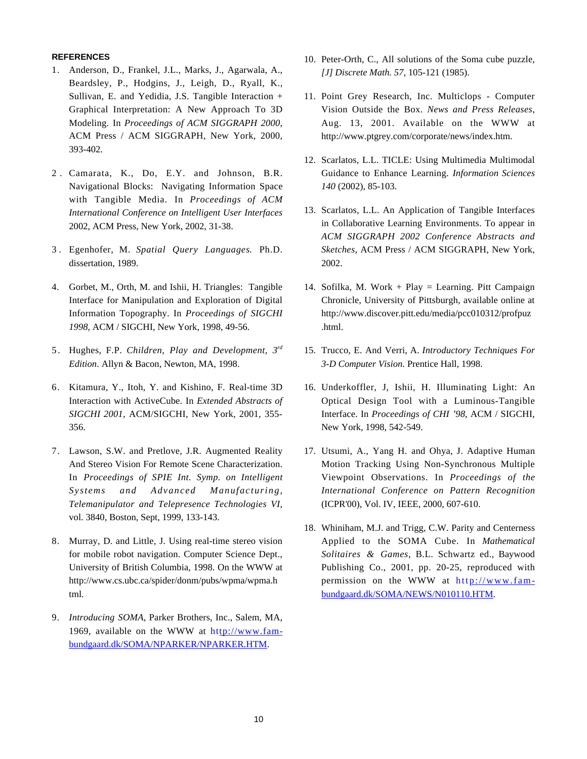## REFERENCES

1. Anderson, D., Frankel, J.L., Marks, J., Agarwala, A., Beardsley, P., Hodgins, J., Leigh, D., Ryall, K., Sullivan, E. and Yedidia, J.S. Tangible Interaction + Graphical Interpretation: A New Approach To 3D Modeling. In *Proceedings of ACM SIGGRAPH 2000*, ACM Press / ACM SIGGRAPH, New York, 2000, 393-402.

2. Camarata, K., Do, E.Y. and Johnson, B.R. Navigational Blocks: Navigating Information Space with Tangible Media. In *Proceedings of ACM International Conference on Intelligent User Interfaces* 2002, ACM Press, New York, 2002, 31-38.

3. Egenhofer, M. *Spatial Query Languages.* Ph.D. dissertation, 1989.

4. Gorbet, M., Orth, M. and Ishii, H. Triangles: Tangible Interface for Manipulation and Exploration of Digital Information Topography. In *Proceedings of SIGCHI 1998*, ACM / SIGCHI, New York, 1998, 49-56.

5. Hughes, F.P. *Children, Play and Development, 3rd Edition*. Allyn & Bacon, Newton, MA, 1998.

6. Kitamura, Y., Itoh, Y. and Kishino, F. Real-time 3D Interaction with ActiveCube. In *Extended Abstracts of SIGCHI 2001*, ACM/SIGCHI, New York, 2001, 355-356.

7. Lawson, S.W. and Pretlove, J.R. Augmented Reality And Stereo Vision For Remote Scene Characterization. In *Proceedings of SPIE Int. Symp. on Intelligent Systems and Advanced Manufacturing, Telemanipulator and Telepresence Technologies VI*, vol. 3840, Boston, Sept, 1999, 133-143.

8. Murray, D. and Little, J. Using real-time stereo vision for mobile robot navigation. Computer Science Dept., University of British Columbia, 1998. On the WWW at http://www.cs.ubc.ca/spider/donm/pubs/wpma/wpma.html.

9. *Introducing SOMA*, Parker Brothers, Inc., Salem, MA, 1969, available on the WWW at http://www.fam-bundgaard.dk/SOMA/NPARKER/NPARKER.HTM.

10. Peter-Orth, C., All solutions of the Soma cube puzzle, *[J] Discrete Math. 57*, 105-121 (1985).

11. Point Grey Research, Inc. Multiclops - Computer Vision Outside the Box. *News and Press Releases*, Aug. 13, 2001. Available on the WWW at http://www.ptgrey.com/corporate/news/index.htm.

12. Scarlatos, L.L. TICLE: Using Multimedia Multimodal Guidance to Enhance Learning. *Information Sciences 140* (2002), 85-103.

13. Scarlatos, L.L. An Application of Tangible Interfaces in Collaborative Learning Environments. To appear in *ACM SIGGRAPH 2002 Conference Abstracts and Sketches*, ACM Press / ACM SIGGRAPH, New York, 2002.

14. Sofilka, M. Work + Play = Learning. Pitt Campaign Chronicle, University of Pittsburgh, available online at http://www.discover.pitt.edu/media/pcc010312/profpuz.html.

15. Trucco, E. And Verri, A. *Introductory Techniques For 3-D Computer Vision.* Prentice Hall, 1998.

16. Underkoffler, J, Ishii, H. Illuminating Light: An Optical Design Tool with a Luminous-Tangible Interface. In *Proceedings of CHI '98*, ACM / SIGCHI, New York, 1998, 542-549.

17. Utsumi, A., Yang H. and Ohya, J. Adaptive Human Motion Tracking Using Non-Synchronous Multiple Viewpoint Observations. In *Proceedings of the International Conference on Pattern Recognition* (ICPR'00), Vol. IV, IEEE, 2000, 607-610.

18. Whiniham, M.J. and Trigg, C.W. Parity and Centerness Applied to the SOMA Cube. In *Mathematical Solitaires & Games*, B.L. Schwartz ed., Baywood Publishing Co., 2001, pp. 20-25, reproduced with permission on the WWW at http://www.fam-bundgaard.dk/SOMA/NEWS/N010110.HTM.